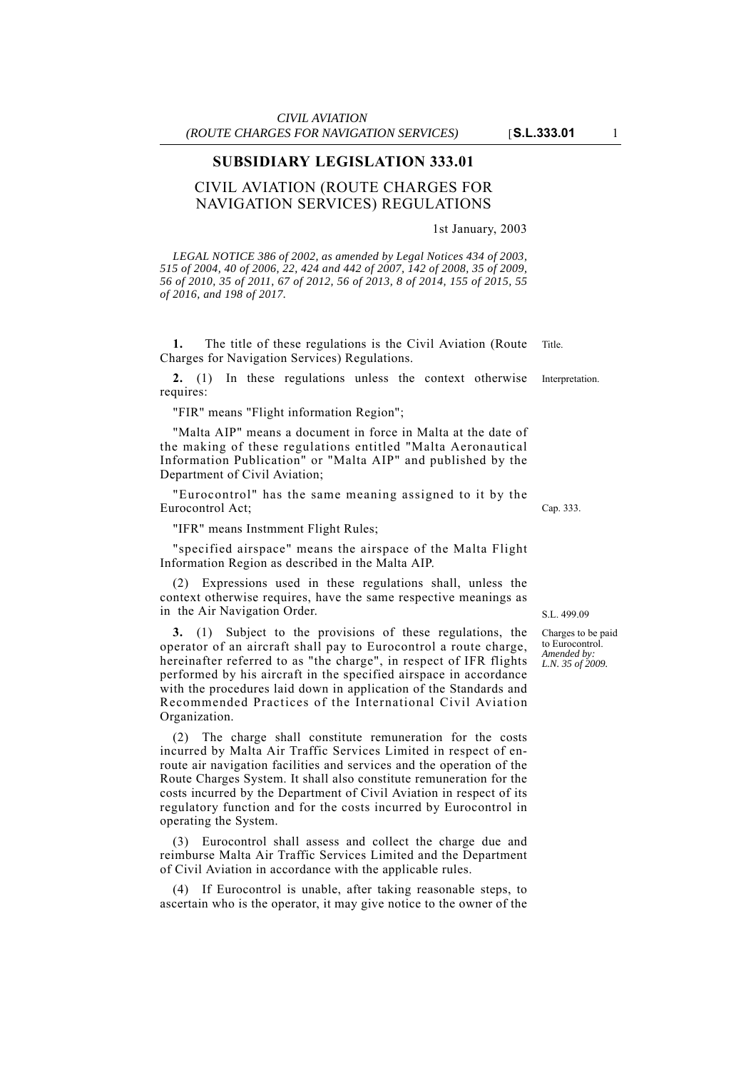# SUBSIDIARY LEGISLATION 333.01

## CIVIL AVIATION (ROUTE CHARGES FOR NAVIGATION SERVICES) REGULATIONS

1st January, 2003

*LEGAL NOTICE 386 of 2002, as amended by Legal Notices 434 of 2003, 515 of 2004, 40 of 2006, 22, 424 and 442 of 2007, 142 of 2008, 35 of 2009, 56 of 2010, 35 of 2011, 67 of 2012, 56 of 2013, 8 of 2014, 155 of 2015, 55 of 2016, and 198 of 2017.*

Title.

**1.** The title of these regulations is the Civil Aviation (Route Charges for Navigation Services) Regulations.

Interpretation.

**2.** (1) In these regulations unless the context otherwise requires:

"FIR" means "Flight information Region";

"Malta AIP" means a document in force in Malta at the date of the making of these regulations entitled "Malta Aeronautical Information Publication" or "Malta AIP" and published by the Department of Civil Aviation;

"Eurocontrol" has the same meaning assigned to it by the Eurocontrol Act;

Cap. 333.

"IFR" means Instmment Flight Rules;

"specified airspace" means the airspace of the Malta Flight Information Region as described in the Malta AIP.

(2) Expressions used in these regulations shall, unless the context otherwise requires, have the same respective meanings as in the Air Navigation Order.

S.L. 499.09

Charges to be paid to Eurocontrol. *Amended by: L.N. 35 of 2009.*

**3.** (1) Subject to the provisions of these regulations, the operator of an aircraft shall pay to Eurocontrol a route charge, hereinafter referred to as "the charge", in respect of IFR flights performed by his aircraft in the specified airspace in accordance with the procedures laid down in application of the Standards and Recommended Practices of the International Civil Aviation Organization.

(2) The charge shall constitute remuneration for the costs incurred by Malta Air Traffic Services Limited in respect of en-route air navigation facilities and services and the operation of the Route Charges System. It shall also constitute remuneration for the costs incurred by the Department of Civil Aviation in respect of its regulatory function and for the costs incurred by Eurocontrol in operating the System.

(3) Eurocontrol shall assess and collect the charge due and reimburse Malta Air Traffic Services Limited and the Department of Civil Aviation in accordance with the applicable rules.

(4) If Eurocontrol is unable, after taking reasonable steps, to ascertain who is the operator, it may give notice to the owner of the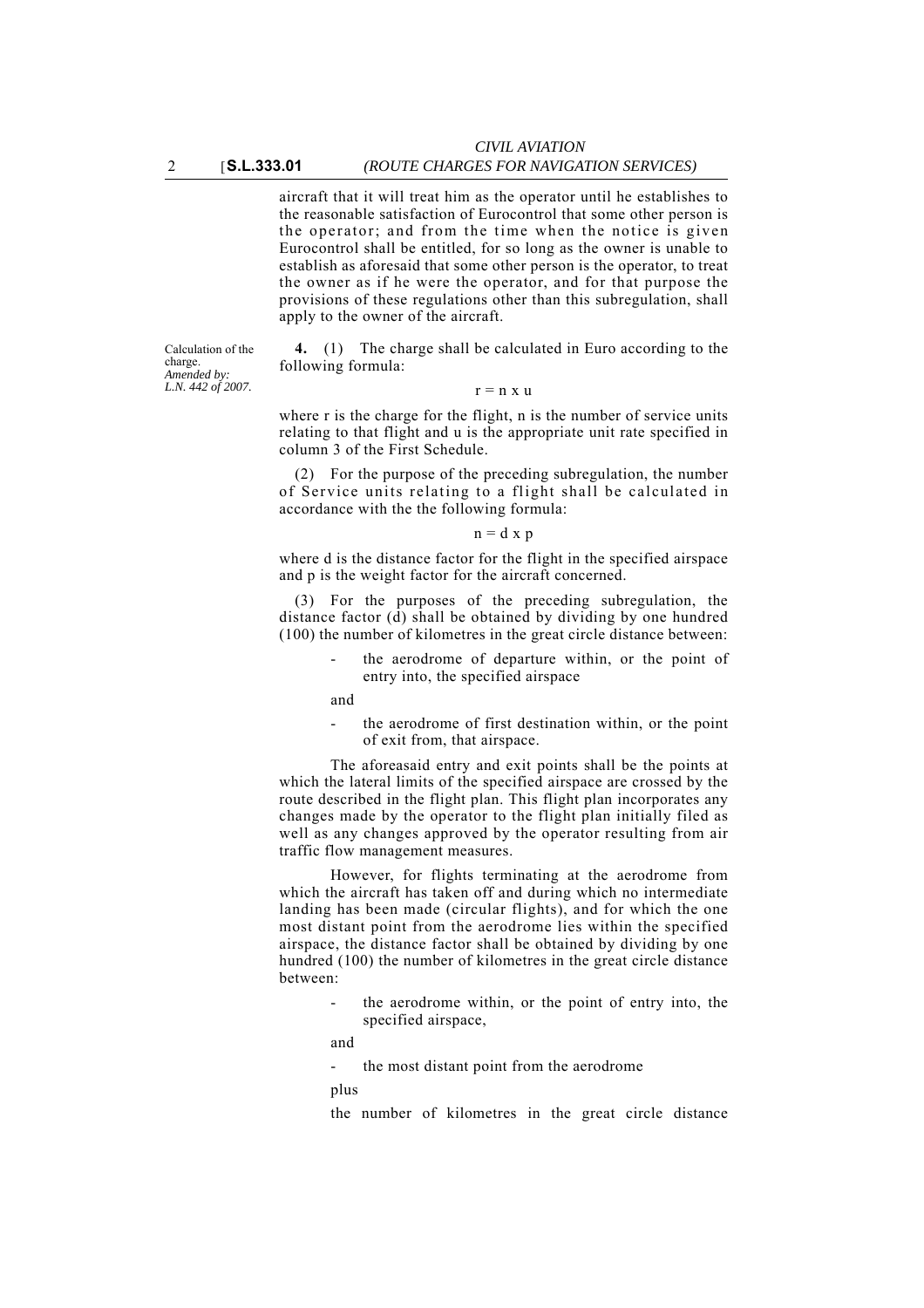aircraft that it will treat him as the operator until he establishes to the reasonable satisfaction of Eurocontrol that some other person is the operator; and from the time when the notice is given Eurocontrol shall be entitled, for so long as the owner is unable to establish as aforesaid that some other person is the operator, to treat the owner as if he were the operator, and for that purpose the provisions of these regulations other than this subregulation, shall apply to the owner of the aircraft.

Calculation of the charge.
*Amended by: L.N. 442 of 2007.*

**4.** (1) The charge shall be calculated in Euro according to the following formula:

$$r = n \times u$$

where r is the charge for the flight, n is the number of service units relating to that flight and u is the appropriate unit rate specified in column 3 of the First Schedule.

(2) For the purpose of the preceding subregulation, the number of Service units relating to a flight shall be calculated in accordance with the the following formula:

$$n = d \times p$$

where d is the distance factor for the flight in the specified airspace and p is the weight factor for the aircraft concerned.

(3) For the purposes of the preceding subregulation, the distance factor (d) shall be obtained by dividing by one hundred (100) the number of kilometres in the great circle distance between:

- the aerodrome of departure within, or the point of entry into, the specified airspace

and

- the aerodrome of first destination within, or the point of exit from, that airspace.

The aforesaid entry and exit points shall be the points at which the lateral limits of the specified airspace are crossed by the route described in the flight plan. This flight plan incorporates any changes made by the operator to the flight plan initially filed as well as any changes approved by the operator resulting from air traffic flow management measures.

However, for flights terminating at the aerodrome from which the aircraft has taken off and during which no intermediate landing has been made (circular flights), and for which the one most distant point from the aerodrome lies within the specified airspace, the distance factor shall be obtained by dividing by one hundred (100) the number of kilometres in the great circle distance between:

- the aerodrome within, or the point of entry into, the specified airspace,

and

- the most distant point from the aerodrome

plus

the number of kilometres in the great circle distance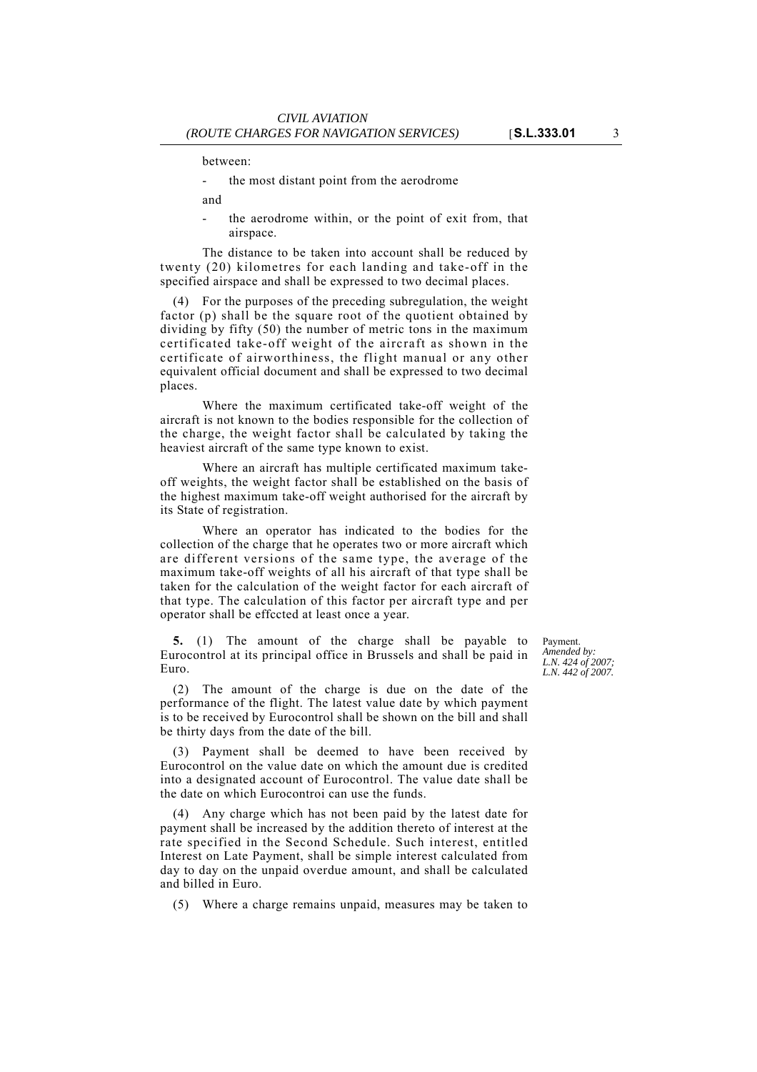between:

- the most distant point from the aerodrome

and

- the aerodrome within, or the point of exit from, that airspace.

The distance to be taken into account shall be reduced by twenty (20) kilometres for each landing and take-off in the specified airspace and shall be expressed to two decimal places.

(4) For the purposes of the preceding subregulation, the weight factor (p) shall be the square root of the quotient obtained by dividing by fifty (50) the number of metric tons in the maximum certificated take-off weight of the aircraft as shown in the certificate of airworthiness, the flight manual or any other equivalent official document and shall be expressed to two decimal places.

Where the maximum certificated take-off weight of the aircraft is not known to the bodies responsible for the collection of the charge, the weight factor shall be calculated by taking the heaviest aircraft of the same type known to exist.

Where an aircraft has multiple certificated maximum take-off weights, the weight factor shall be established on the basis of the highest maximum take-off weight authorised for the aircraft by its State of registration.

Where an operator has indicated to the bodies for the collection of the charge that he operates two or more aircraft which are different versions of the same type, the average of the maximum take-off weights of all his aircraft of that type shall be taken for the calculation of the weight factor for each aircraft of that type. The calculation of this factor per aircraft type and per operator shall be effccted at least once a year.

Payment.
*Amended by:*
*L.N. 424 of 2007;*
*L.N. 442 of 2007.*

**5.** (1) The amount of the charge shall be payable to Eurocontrol at its principal office in Brussels and shall be paid in Euro.

(2) The amount of the charge is due on the date of the performance of the flight. The latest value date by which payment is to be received by Eurocontrol shall be shown on the bill and shall be thirty days from the date of the bill.

(3) Payment shall be deemed to have been received by Eurocontrol on the value date on which the amount due is credited into a designated account of Eurocontrol. The value date shall be the date on which Eurocontroi can use the funds.

(4) Any charge which has not been paid by the latest date for payment shall be increased by the addition thereto of interest at the rate specified in the Second Schedule. Such interest, entitled Interest on Late Payment, shall be simple interest calculated from day to day on the unpaid overdue amount, and shall be calculated and billed in Euro.

(5) Where a charge remains unpaid, measures may be taken to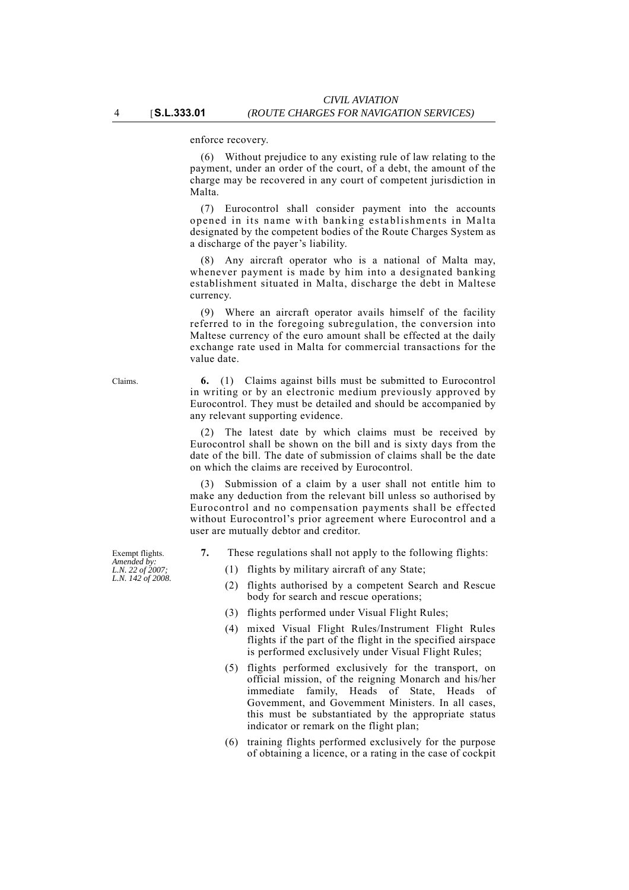enforce recovery.

(6) Without prejudice to any existing rule of law relating to the payment, under an order of the court, of a debt, the amount of the charge may be recovered in any court of competent jurisdiction in Malta.

(7) Eurocontrol shall consider payment into the accounts opened in its name with banking establishments in Malta designated by the competent bodies of the Route Charges System as a discharge of the payer's liability.

(8) Any aircraft operator who is a national of Malta may, whenever payment is made by him into a designated banking establishment situated in Malta, discharge the debt in Maltese currency.

(9) Where an aircraft operator avails himself of the facility referred to in the foregoing subregulation, the conversion into Maltese currency of the euro amount shall be effected at the daily exchange rate used in Malta for commercial transactions for the value date.

Claims.

**6.** (1) Claims against bills must be submitted to Eurocontrol in writing or by an electronic medium previously approved by Eurocontrol. They must be detailed and should be accompanied by any relevant supporting evidence.

(2) The latest date by which claims must be received by Eurocontrol shall be shown on the bill and is sixty days from the date of the bill. The date of submission of claims shall be the date on which the claims are received by Eurocontrol.

(3) Submission of a claim by a user shall not entitle him to make any deduction from the relevant bill unless so authorised by Eurocontrol and no compensation payments shall be effected without Eurocontrol's prior agreement where Eurocontrol and a user are mutually debtor and creditor.

Exempt flights.
*Amended by:*
*L.N. 22 of 2007;*
*L.N. 142 of 2008.*

**7.** These regulations shall not apply to the following flights:

(1) flights by military aircraft of any State;

(2) flights authorised by a competent Search and Rescue body for search and rescue operations;

(3) flights performed under Visual Flight Rules;

(4) mixed Visual Flight Rules/Instrument Flight Rules flights if the part of the flight in the specified airspace is performed exclusively under Visual Flight Rules;

(5) flights performed exclusively for the transport, on official mission, of the reigning Monarch and his/her immediate family, Heads of State, Heads of Govemment, and Govemment Ministers. In all cases, this must be substantiated by the appropriate status indicator or remark on the flight plan;

(6) training flights performed exclusively for the purpose of obtaining a licence, or a rating in the case of cockpit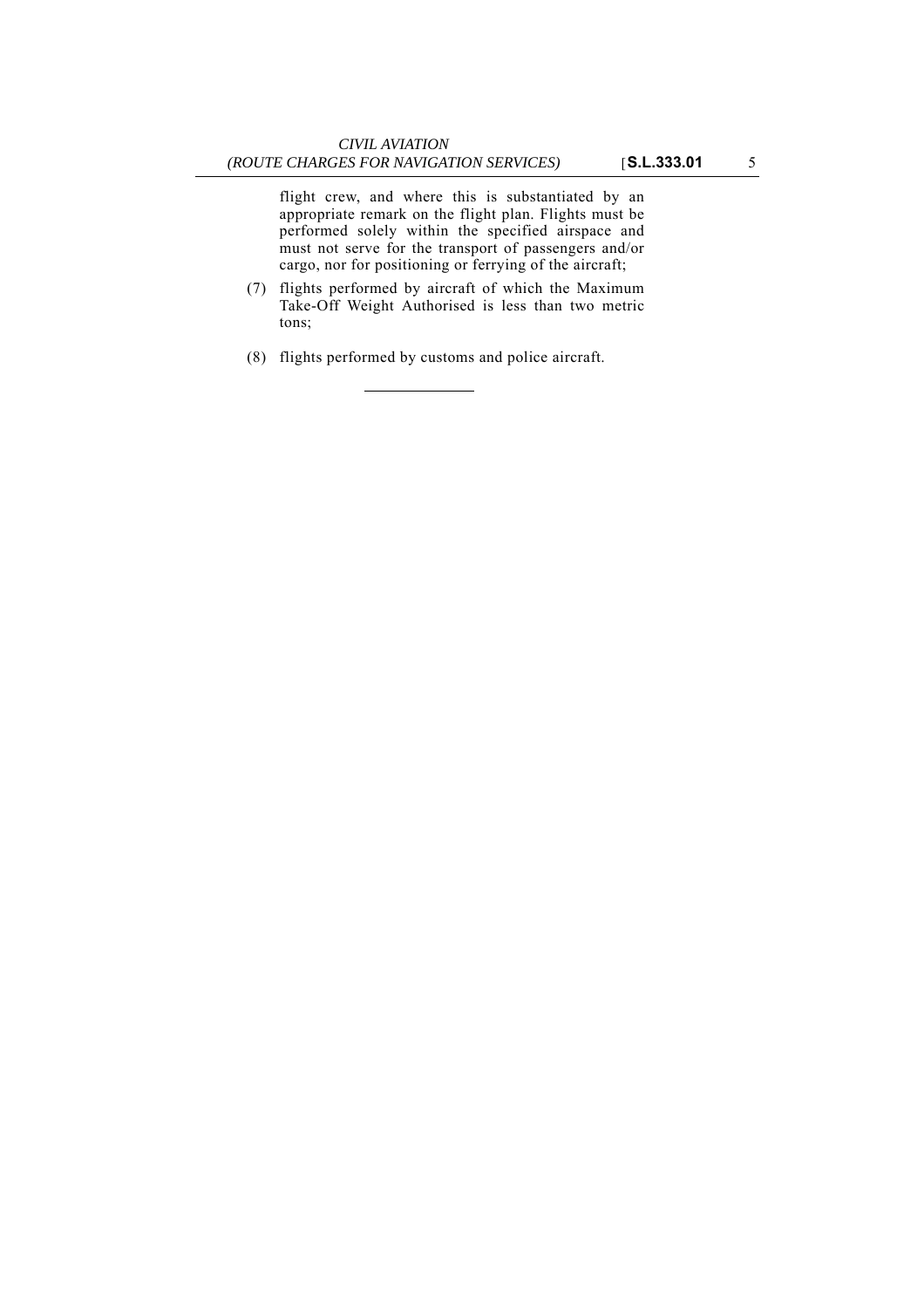flight crew, and where this is substantiated by an appropriate remark on the flight plan. Flights must be performed solely within the specified airspace and must not serve for the transport of passengers and/or cargo, nor for positioning or ferrying of the aircraft;

(7) flights performed by aircraft of which the Maximum Take-Off Weight Authorised is less than two metric tons;

(8) flights performed by customs and police aircraft.

---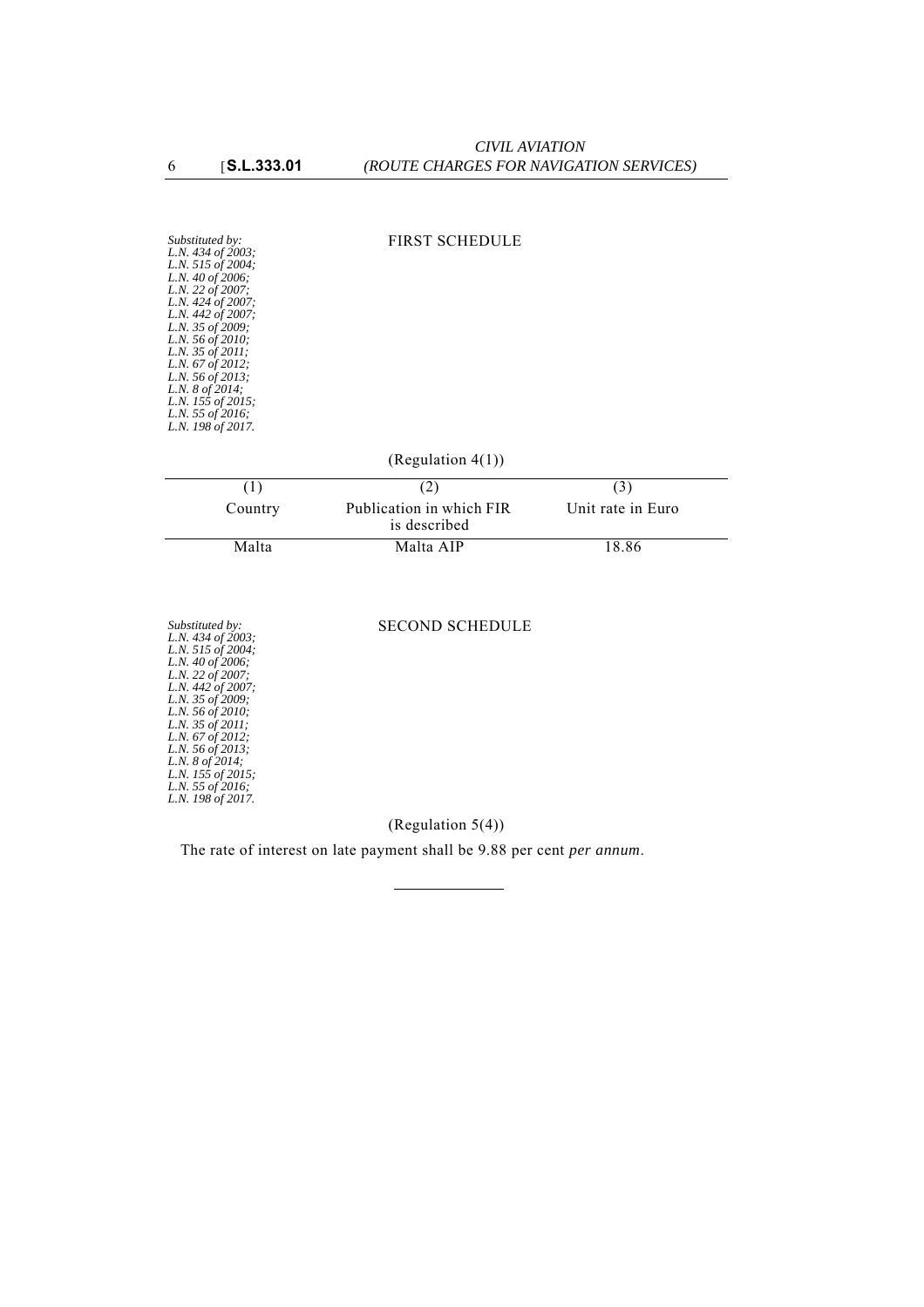*Substituted by:*
*L.N. 434 of 2003;*
*L.N. 515 of 2004;*
*L.N. 40 of 2006;*
*L.N. 22 of 2007;*
*L.N. 424 of 2007;*
*L.N. 442 of 2007;*
*L.N. 35 of 2009;*
*L.N. 56 of 2010;*
*L.N. 35 of 2011;*
*L.N. 67 of 2012;*
*L.N. 56 of 2013;*
*L.N. 8 of 2014;*
*L.N. 155 of 2015;*
*L.N. 55 of 2016;*
*L.N. 198 of 2017.*

## FIRST SCHEDULE

(Regulation 4(1))

| (1) Country | (2) Publication in which FIR is described | (3) Unit rate in Euro |
|---|---|---|
| Malta | Malta AIP | 18.86 |

*Substituted by:*
*L.N. 434 of 2003;*
*L.N. 515 of 2004;*
*L.N. 40 of 2006;*
*L.N. 22 of 2007;*
*L.N. 442 of 2007;*
*L.N. 35 of 2009;*
*L.N. 56 of 2010;*
*L.N. 35 of 2011;*
*L.N. 67 of 2012;*
*L.N. 56 of 2013;*
*L.N. 8 of 2014;*
*L.N. 155 of 2015;*
*L.N. 55 of 2016;*
*L.N. 198 of 2017.*

## SECOND SCHEDULE

(Regulation 5(4))

The rate of interest on late payment shall be 9.88 per cent *per annum*.